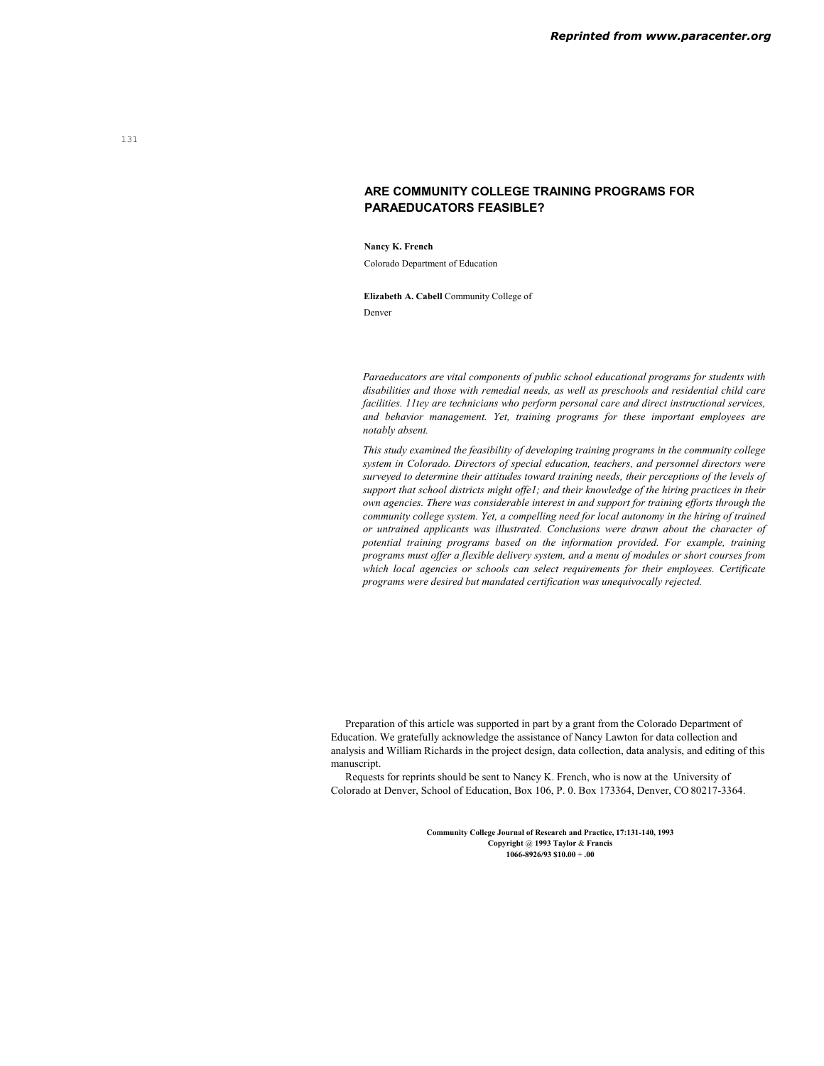## ARE COMMUNITY COLLEGE TRAINING PROGRAMS FOR PARAEDUCATORS FEASIBLE?

**Nancy K. French**

Colorado Department of Education

**Elizabeth A. Cabell** Community College of Denver

*Paraeducators are vital components of public school educational programs for students with disabilities and those with remedial needs, as well as preschools and residential child care facilities. 11tey are technicians who perform personal care and direct instructional services, and behavior management. Yet, training programs for these important employees are notably absent.*

*This study examined the feasibility of developing training programs in the community college system in Colorado. Directors of special education, teachers, and personnel directors were surveyed to determine their attitudes toward training needs, their perceptions of the levels of support that school districts might offe1; and their knowledge of the hiring practices in their own agencies. There was considerable interest in and support for training efforts through the community college system. Yet, a compelling need for local autonomy in the hiring of trained or untrained applicants was illustrated. Conclusions were drawn about the character of potential training programs based on the information provided. For example, training programs must offer a flexible delivery system, and a menu of modules or short courses from which local agencies or schools can select requirements for their employees. Certificate programs were desired but mandated certification was unequivocally rejected.*

Preparation of this article was supported in part by a grant from the Colorado Department of Education. We gratefully acknowledge the assistance of Nancy Lawton for data collection and analysis and William Richards in the project design, data collection, data analysis, and editing of this manuscript.

Requests for reprints should be sent to Nancy K. French, who is now at the University of Colorado at Denver, School of Education, Box 106, P. 0. Box 173364, Denver, CO 80217-3364.

**Community College Journal of Research and Practice, 17:131-140, 1993**
**Copyright @ 1993 Taylor & Francis**
**1066-8926/93 $10.00 + .00**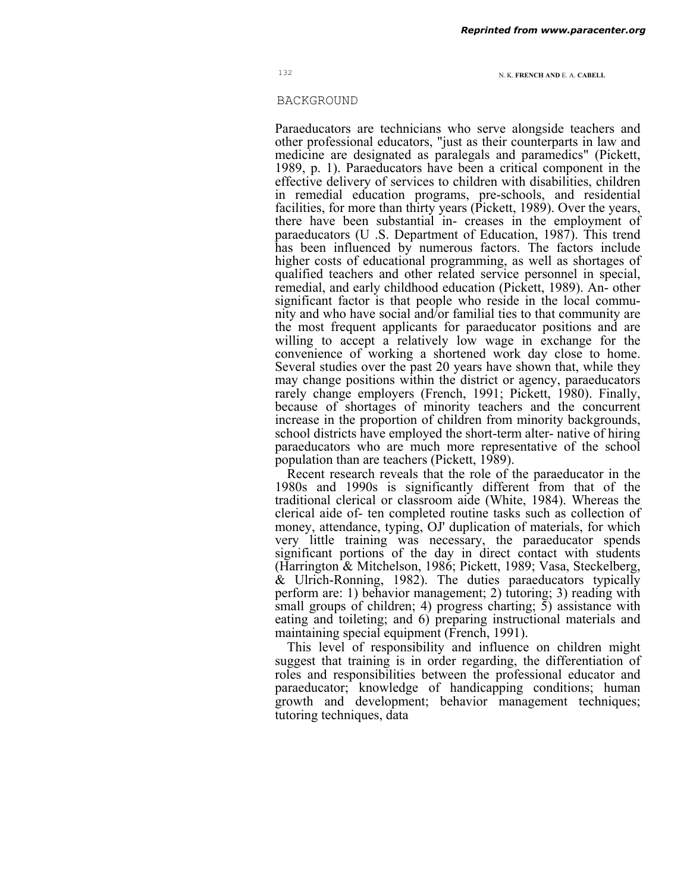## BACKGROUND

Paraeducators are technicians who serve alongside teachers and other professional educators, "just as their counterparts in law and medicine are designated as paralegals and paramedics" (Pickett, 1989, p. 1). Paraeducators have been a critical component in the effective delivery of services to children with disabilities, children in remedial education programs, pre-schools, and residential facilities, for more than thirty years (Pickett, 1989). Over the years, there have been substantial in- creases in the employment of paraeducators (U .S. Department of Education, 1987). This trend has been influenced by numerous factors. The factors include higher costs of educational programming, as well as shortages of qualified teachers and other related service personnel in special, remedial, and early childhood education (Pickett, 1989). An- other significant factor is that people who reside in the local commu- nity and who have social and/or familial ties to that community are the most frequent applicants for paraeducator positions and are willing to accept a relatively low wage in exchange for the convenience of working a shortened work day close to home. Several studies over the past 20 years have shown that, while they may change positions within the district or agency, paraeducators rarely change employers (French, 1991; Pickett, 1980). Finally, because of shortages of minority teachers and the concurrent increase in the proportion of children from minority backgrounds, school districts have employed the short-term alter- native of hiring paraeducators who are much more representative of the school population than are teachers (Pickett, 1989).

Recent research reveals that the role of the paraeducator in the 1980s and 1990s is significantly different from that of the traditional clerical or classroom aide (White, 1984). Whereas the clerical aide of- ten completed routine tasks such as collection of money, attendance, typing, OJ' duplication of materials, for which very little training was necessary, the paraeducator spends significant portions of the day in direct contact with students (Harrington & Mitchelson, 1986; Pickett, 1989; Vasa, Steckelberg, & Ulrich-Ronning, 1982). The duties paraeducators typically perform are: 1) behavior management; 2) tutoring; 3) reading with small groups of children; 4) progress charting; 5) assistance with eating and toileting; and 6) preparing instructional materials and maintaining special equipment (French, 1991).

This level of responsibility and influence on children might suggest that training is in order regarding, the differentiation of roles and responsibilities between the professional educator and paraeducator; knowledge of handicapping conditions; human growth and development; behavior management techniques; tutoring techniques, data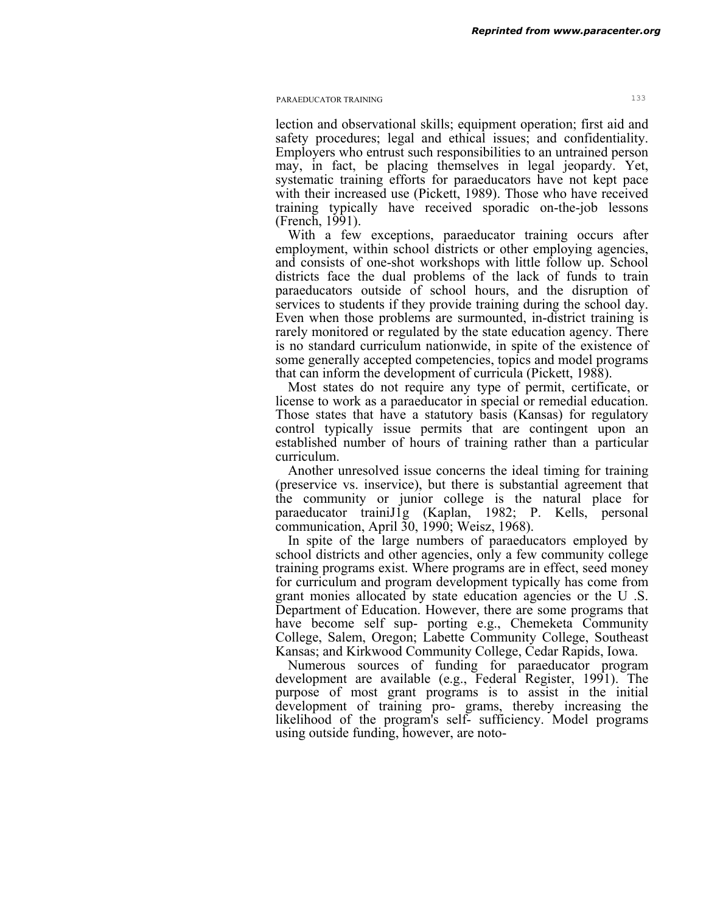lection and observational skills; equipment operation; first aid and safety procedures; legal and ethical issues; and confidentiality. Employers who entrust such responsibilities to an untrained person may, in fact, be placing themselves in legal jeopardy. Yet, systematic training efforts for paraeducators have not kept pace with their increased use (Pickett, 1989). Those who have received training typically have received sporadic on-the-job lessons (French, 1991).

With a few exceptions, paraeducator training occurs after employment, within school districts or other employing agencies, and consists of one-shot workshops with little follow up. School districts face the dual problems of the lack of funds to train paraeducators outside of school hours, and the disruption of services to students if they provide training during the school day. Even when those problems are surmounted, in-district training is rarely monitored or regulated by the state education agency. There is no standard curriculum nationwide, in spite of the existence of some generally accepted competencies, topics and model programs that can inform the development of curricula (Pickett, 1988).

Most states do not require any type of permit, certificate, or license to work as a paraeducator in special or remedial education. Those states that have a statutory basis (Kansas) for regulatory control typically issue permits that are contingent upon an established number of hours of training rather than a particular curriculum.

Another unresolved issue concerns the ideal timing for training (preservice vs. inservice), but there is substantial agreement that the community or junior college is the natural place for paraeducator trainiJ1g (Kaplan, 1982; P. Kells, personal communication, April 30, 1990; Weisz, 1968).

In spite of the large numbers of paraeducators employed by school districts and other agencies, only a few community college training programs exist. Where programs are in effect, seed money for curriculum and program development typically has come from grant monies allocated by state education agencies or the U .S. Department of Education. However, there are some programs that have become self sup- porting e.g., Chemeketa Community College, Salem, Oregon; Labette Community College, Southeast Kansas; and Kirkwood Community College, Cedar Rapids, Iowa.

Numerous sources of funding for paraeducator program development are available (e.g., Federal Register, 1991). The purpose of most grant programs is to assist in the initial development of training pro- grams, thereby increasing the likelihood of the program's self- sufficiency. Model programs using outside funding, however, are noto-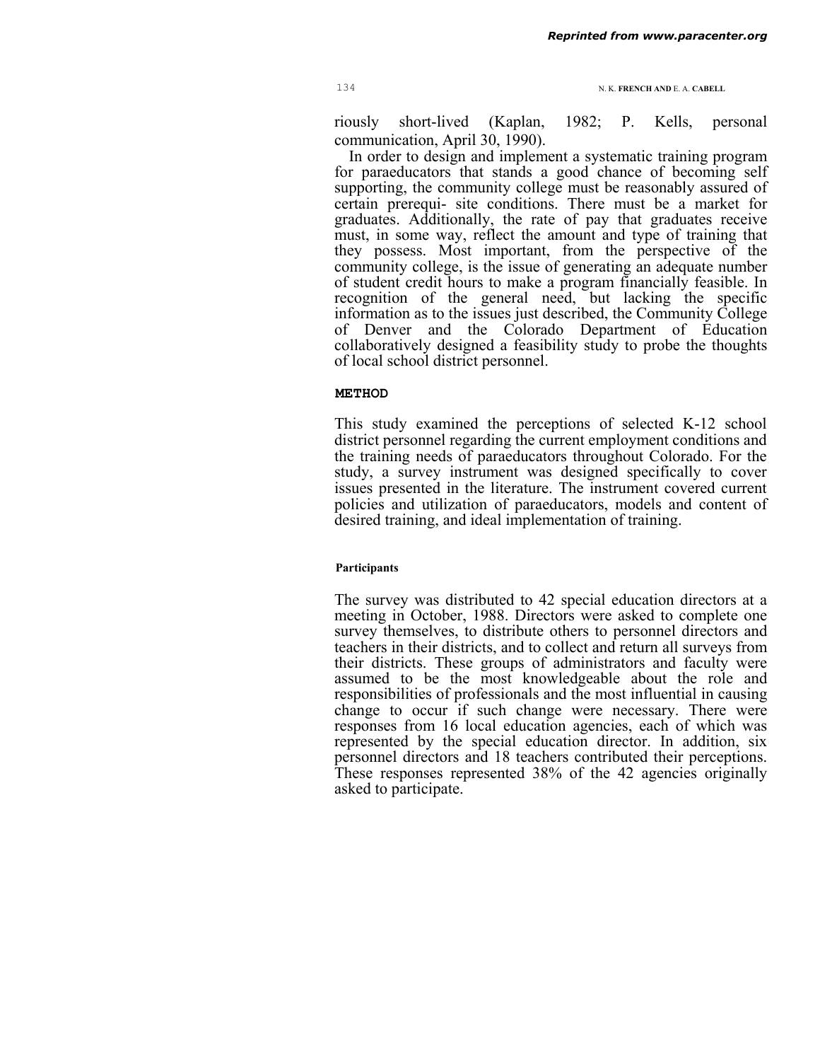riously short-lived (Kaplan, 1982; P. Kells, personal communication, April 30, 1990).

In order to design and implement a systematic training program for paraeducators that stands a good chance of becoming self supporting, the community college must be reasonably assured of certain prerequi- site conditions. There must be a market for graduates. Additionally, the rate of pay that graduates receive must, in some way, reflect the amount and type of training that they possess. Most important, from the perspective of the community college, is the issue of generating an adequate number of student credit hours to make a program financially feasible. In recognition of the general need, but lacking the specific information as to the issues just described, the Community College of Denver and the Colorado Department of Education collaboratively designed a feasibility study to probe the thoughts of local school district personnel.

## METHOD

This study examined the perceptions of selected K-12 school district personnel regarding the current employment conditions and the training needs of paraeducators throughout Colorado. For the study, a survey instrument was designed specifically to cover issues presented in the literature. The instrument covered current policies and utilization of paraeducators, models and content of desired training, and ideal implementation of training.

### Participants

The survey was distributed to 42 special education directors at a meeting in October, 1988. Directors were asked to complete one survey themselves, to distribute others to personnel directors and teachers in their districts, and to collect and return all surveys from their districts. These groups of administrators and faculty were assumed to be the most knowledgeable about the role and responsibilities of professionals and the most influential in causing change to occur if such change were necessary. There were responses from 16 local education agencies, each of which was represented by the special education director. In addition, six personnel directors and 18 teachers contributed their perceptions. These responses represented 38% of the 42 agencies originally asked to participate.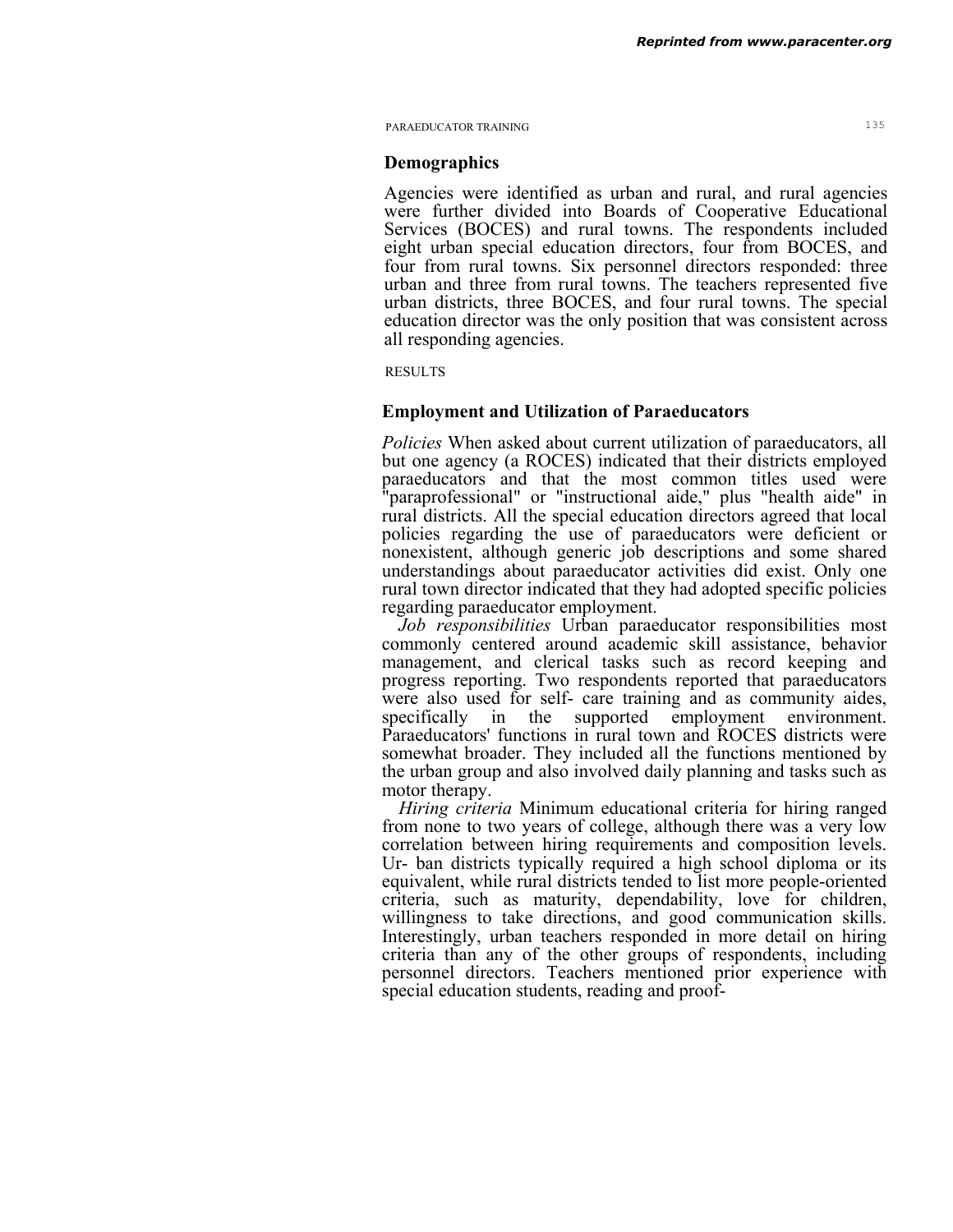## Demographics

Agencies were identified as urban and rural, and rural agencies were further divided into Boards of Cooperative Educational Services (BOCES) and rural towns. The respondents included eight urban special education directors, four from BOCES, and four from rural towns. Six personnel directors responded: three urban and three from rural towns. The teachers represented five urban districts, three BOCES, and four rural towns. The special education director was the only position that was consistent across all responding agencies.

RESULTS

## Employment and Utilization of Paraeducators

*Policies* When asked about current utilization of paraeducators, all but one agency (a ROCES) indicated that their districts employed paraeducators and that the most common titles used were "paraprofessional" or "instructional aide," plus "health aide" in rural districts. All the special education directors agreed that local policies regarding the use of paraeducators were deficient or nonexistent, although generic job descriptions and some shared understandings about paraeducator activities did exist. Only one rural town director indicated that they had adopted specific policies regarding paraeducator employment.

*Job responsibilities* Urban paraeducator responsibilities most commonly centered around academic skill assistance, behavior management, and clerical tasks such as record keeping and progress reporting. Two respondents reported that paraeducators were also used for self- care training and as community aides, specifically in the supported employment environment. Paraeducators' functions in rural town and ROCES districts were somewhat broader. They included all the functions mentioned by the urban group and also involved daily planning and tasks such as motor therapy.

*Hiring criteria* Minimum educational criteria for hiring ranged from none to two years of college, although there was a very low correlation between hiring requirements and composition levels. Ur- ban districts typically required a high school diploma or its equivalent, while rural districts tended to list more people-oriented criteria, such as maturity, dependability, love for children, willingness to take directions, and good communication skills. Interestingly, urban teachers responded in more detail on hiring criteria than any of the other groups of respondents, including personnel directors. Teachers mentioned prior experience with special education students, reading and proof-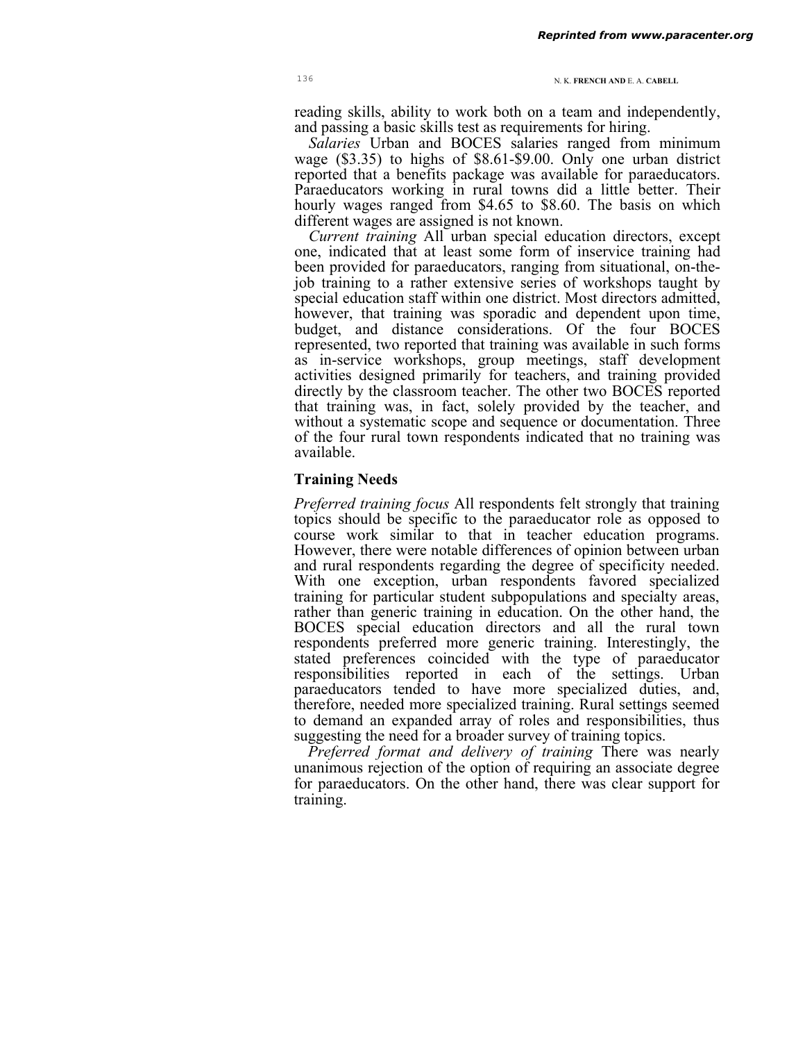reading skills, ability to work both on a team and independently, and passing a basic skills test as requirements for hiring.

*Salaries* Urban and BOCES salaries ranged from minimum wage ($3.35) to highs of $8.61-$9.00. Only one urban district reported that a benefits package was available for paraeducators. Paraeducators working in rural towns did a little better. Their hourly wages ranged from $4.65 to $8.60. The basis on which different wages are assigned is not known.

*Current training* All urban special education directors, except one, indicated that at least some form of inservice training had been provided for paraeducators, ranging from situational, on-the-job training to a rather extensive series of workshops taught by special education staff within one district. Most directors admitted, however, that training was sporadic and dependent upon time, budget, and distance considerations. Of the four BOCES represented, two reported that training was available in such forms as in-service workshops, group meetings, staff development activities designed primarily for teachers, and training provided directly by the classroom teacher. The other two BOCES reported that training was, in fact, solely provided by the teacher, and without a systematic scope and sequence or documentation. Three of the four rural town respondents indicated that no training was available.

### Training Needs

*Preferred training focus* All respondents felt strongly that training topics should be specific to the paraeducator role as opposed to course work similar to that in teacher education programs. However, there were notable differences of opinion between urban and rural respondents regarding the degree of specificity needed. With one exception, urban respondents favored specialized training for particular student subpopulations and specialty areas, rather than generic training in education. On the other hand, the BOCES special education directors and all the rural town respondents preferred more generic training. Interestingly, the stated preferences coincided with the type of paraeducator responsibilities reported in each of the settings. Urban paraeducators tended to have more specialized duties, and, therefore, needed more specialized training. Rural settings seemed to demand an expanded array of roles and responsibilities, thus suggesting the need for a broader survey of training topics.

*Preferred format and delivery of training* There was nearly unanimous rejection of the option of requiring an associate degree for paraeducators. On the other hand, there was clear support for training.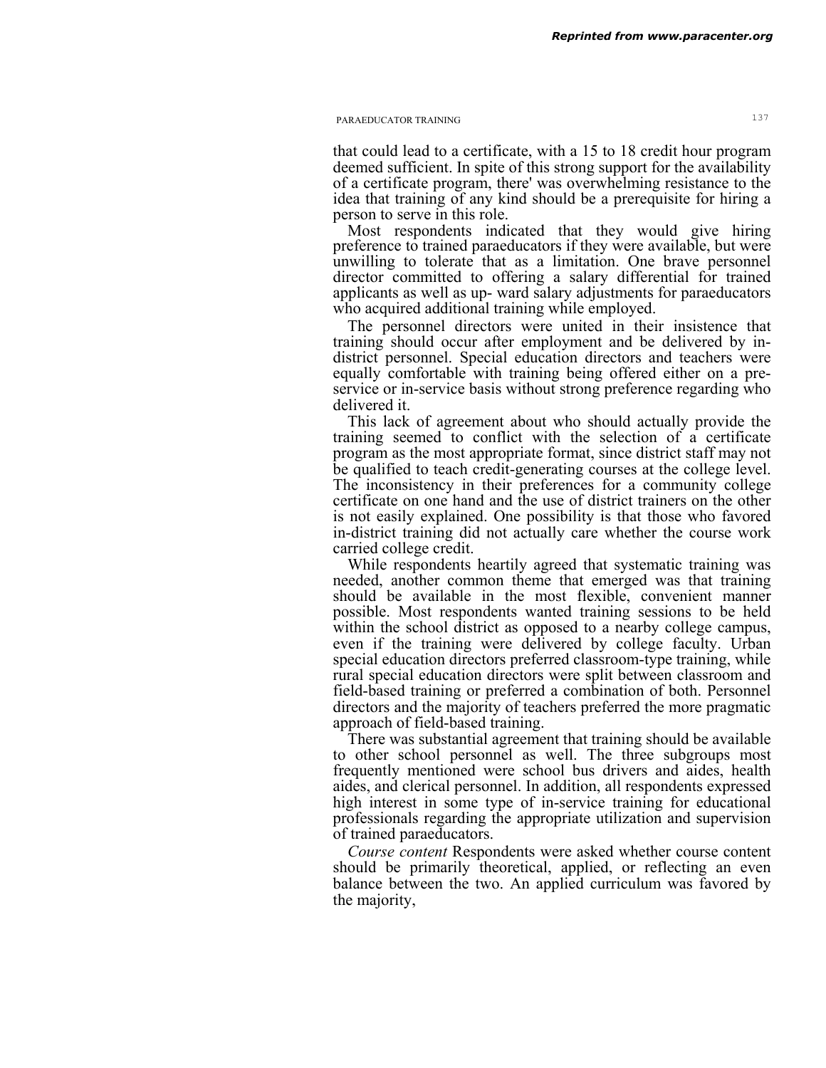that could lead to a certificate, with a 15 to 18 credit hour program deemed sufficient. In spite of this strong support for the availability of a certificate program, there' was overwhelming resistance to the idea that training of any kind should be a prerequisite for hiring a person to serve in this role.

Most respondents indicated that they would give hiring preference to trained paraeducators if they were available, but were unwilling to tolerate that as a limitation. One brave personnel director committed to offering a salary differential for trained applicants as well as up- ward salary adjustments for paraeducators who acquired additional training while employed.

The personnel directors were united in their insistence that training should occur after employment and be delivered by in-district personnel. Special education directors and teachers were equally comfortable with training being offered either on a pre-service or in-service basis without strong preference regarding who delivered it.

This lack of agreement about who should actually provide the training seemed to conflict with the selection of a certificate program as the most appropriate format, since district staff may not be qualified to teach credit-generating courses at the college level. The inconsistency in their preferences for a community college certificate on one hand and the use of district trainers on the other is not easily explained. One possibility is that those who favored in-district training did not actually care whether the course work carried college credit.

While respondents heartily agreed that systematic training was needed, another common theme that emerged was that training should be available in the most flexible, convenient manner possible. Most respondents wanted training sessions to be held within the school district as opposed to a nearby college campus, even if the training were delivered by college faculty. Urban special education directors preferred classroom-type training, while rural special education directors were split between classroom and field-based training or preferred a combination of both. Personnel directors and the majority of teachers preferred the more pragmatic approach of field-based training.

There was substantial agreement that training should be available to other school personnel as well. The three subgroups most frequently mentioned were school bus drivers and aides, health aides, and clerical personnel. In addition, all respondents expressed high interest in some type of in-service training for educational professionals regarding the appropriate utilization and supervision of trained paraeducators.

*Course content* Respondents were asked whether course content should be primarily theoretical, applied, or reflecting an even balance between the two. An applied curriculum was favored by the majority,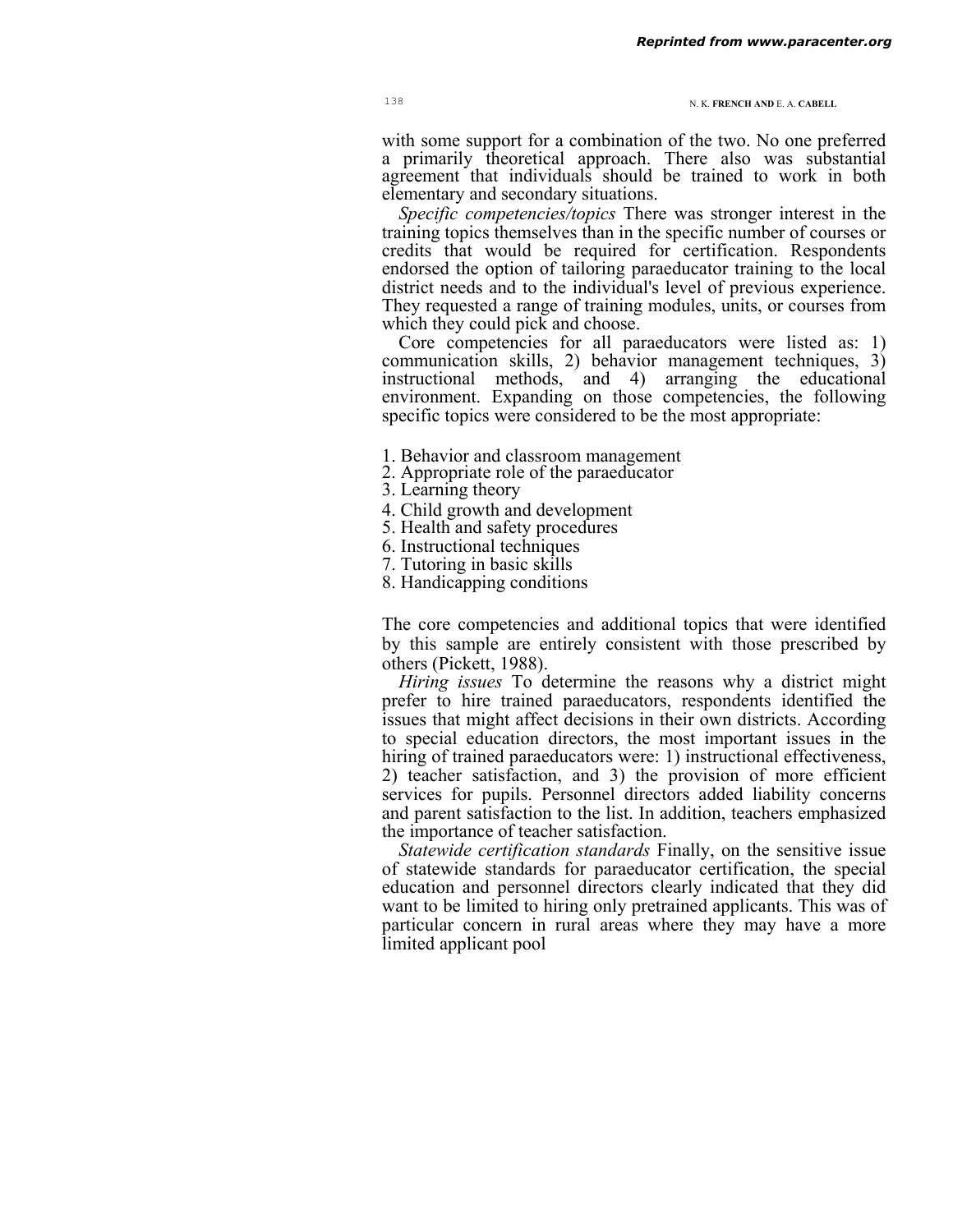with some support for a combination of the two. No one preferred a primarily theoretical approach. There also was substantial agreement that individuals should be trained to work in both elementary and secondary situations.

*Specific competencies/topics* There was stronger interest in the training topics themselves than in the specific number of courses or credits that would be required for certification. Respondents endorsed the option of tailoring paraeducator training to the local district needs and to the individual's level of previous experience. They requested a range of training modules, units, or courses from which they could pick and choose.

Core competencies for all paraeducators were listed as: 1) communication skills, 2) behavior management techniques, 3) instructional methods, and 4) arranging the educational environment. Expanding on those competencies, the following specific topics were considered to be the most appropriate:

1. Behavior and classroom management
2. Appropriate role of the paraeducator
3. Learning theory
4. Child growth and development
5. Health and safety procedures
6. Instructional techniques
7. Tutoring in basic skills
8. Handicapping conditions

The core competencies and additional topics that were identified by this sample are entirely consistent with those prescribed by others (Pickett, 1988).

*Hiring issues* To determine the reasons why a district might prefer to hire trained paraeducators, respondents identified the issues that might affect decisions in their own districts. According to special education directors, the most important issues in the hiring of trained paraeducators were: 1) instructional effectiveness, 2) teacher satisfaction, and 3) the provision of more efficient services for pupils. Personnel directors added liability concerns and parent satisfaction to the list. In addition, teachers emphasized the importance of teacher satisfaction.

*Statewide certification standards* Finally, on the sensitive issue of statewide standards for paraeducator certification, the special education and personnel directors clearly indicated that they did want to be limited to hiring only pretrained applicants. This was of particular concern in rural areas where they may have a more limited applicant pool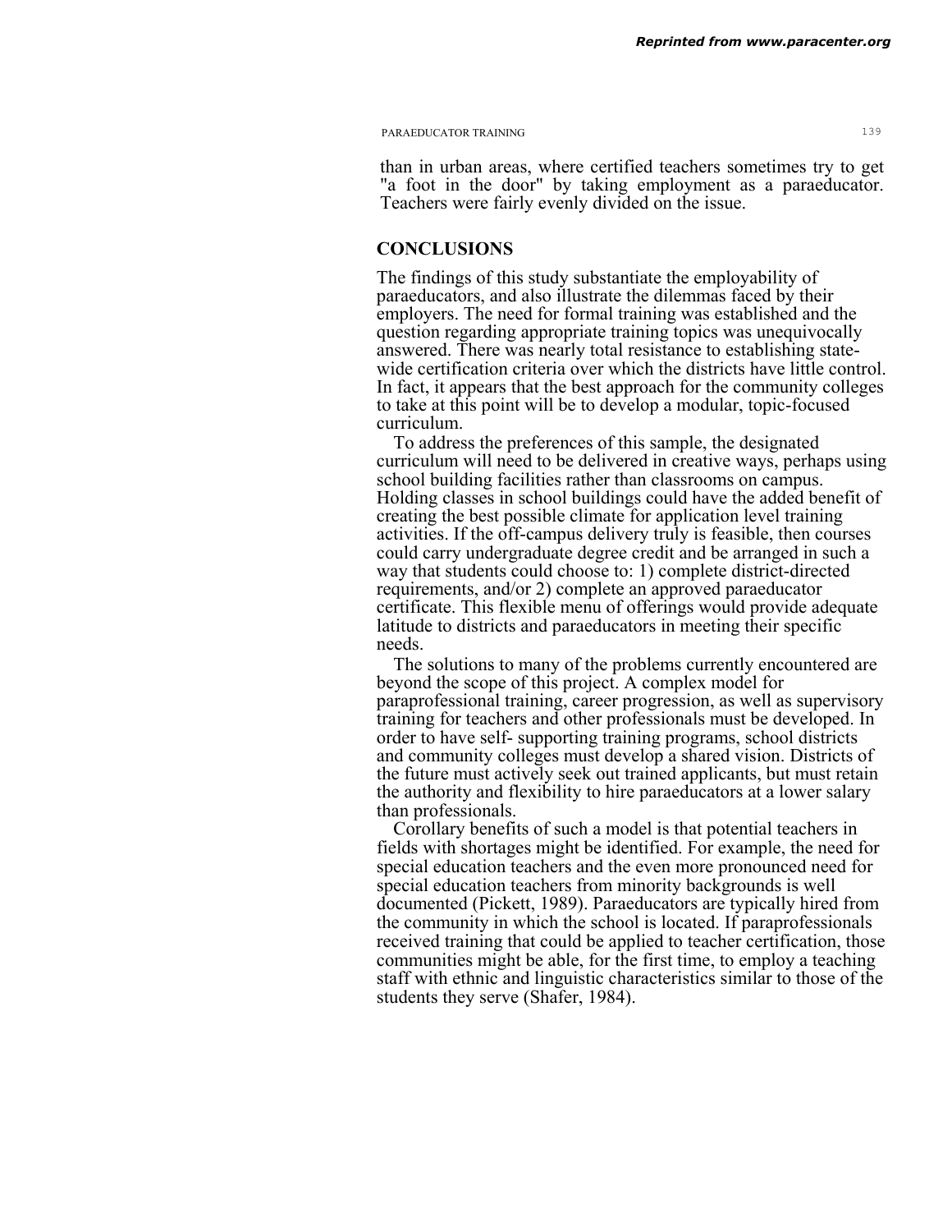than in urban areas, where certified teachers sometimes try to get "a foot in the door" by taking employment as a paraeducator. Teachers were fairly evenly divided on the issue.

## CONCLUSIONS

The findings of this study substantiate the employability of paraeducators, and also illustrate the dilemmas faced by their employers. The need for formal training was established and the question regarding appropriate training topics was unequivocally answered. There was nearly total resistance to establishing state-wide certification criteria over which the districts have little control. In fact, it appears that the best approach for the community colleges to take at this point will be to develop a modular, topic-focused curriculum.

To address the preferences of this sample, the designated curriculum will need to be delivered in creative ways, perhaps using school building facilities rather than classrooms on campus. Holding classes in school buildings could have the added benefit of creating the best possible climate for application level training activities. If the off-campus delivery truly is feasible, then courses could carry undergraduate degree credit and be arranged in such a way that students could choose to: 1) complete district-directed requirements, and/or 2) complete an approved paraeducator certificate. This flexible menu of offerings would provide adequate latitude to districts and paraeducators in meeting their specific needs.

The solutions to many of the problems currently encountered are beyond the scope of this project. A complex model for paraprofessional training, career progression, as well as supervisory training for teachers and other professionals must be developed. In order to have self- supporting training programs, school districts and community colleges must develop a shared vision. Districts of the future must actively seek out trained applicants, but must retain the authority and flexibility to hire paraeducators at a lower salary than professionals.

Corollary benefits of such a model is that potential teachers in fields with shortages might be identified. For example, the need for special education teachers and the even more pronounced need for special education teachers from minority backgrounds is well documented (Pickett, 1989). Paraeducators are typically hired from the community in which the school is located. If paraprofessionals received training that could be applied to teacher certification, those communities might be able, for the first time, to employ a teaching staff with ethnic and linguistic characteristics similar to those of the students they serve (Shafer, 1984).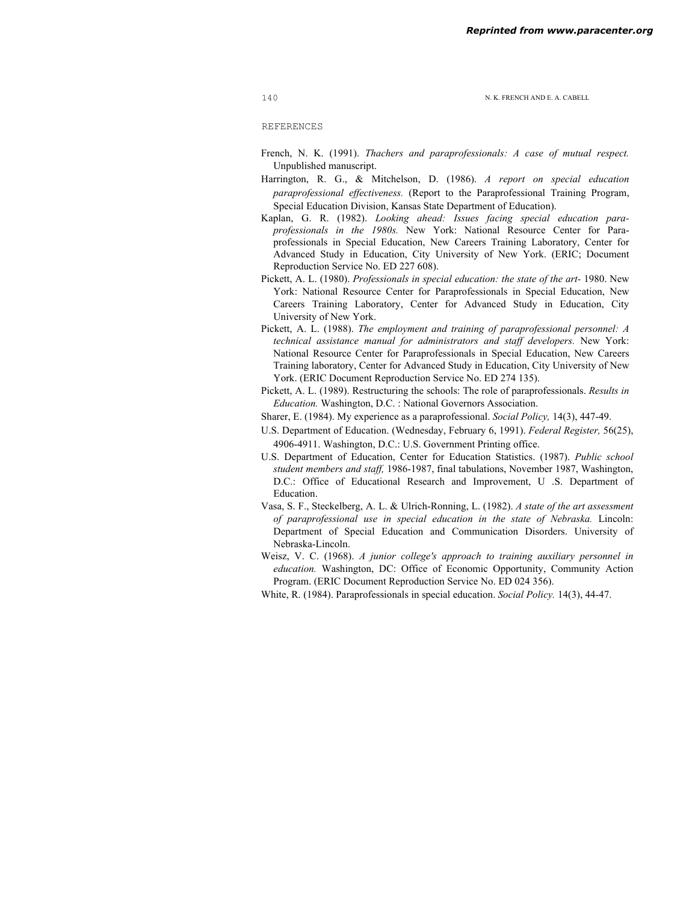## REFERENCES

French, N. K. (1991). *Thachers and paraprofessionals: A case of mutual respect.* Unpublished manuscript.

Harrington, R. G., & Mitchelson, D. (1986). *A report on special education paraprofessional effectiveness.* (Report to the Paraprofessional Training Program, Special Education Division, Kansas State Department of Education).

Kaplan, G. R. (1982). *Looking ahead: Issues facing special education paraprofessionals in the 1980s.* New York: National Resource Center for Paraprofessionals in Special Education, New Careers Training Laboratory, Center for Advanced Study in Education, City University of New York. (ERIC; Document Reproduction Service No. ED 227 608).

Pickett, A. L. (1980). *Professionals in special education: the state of the art-* 1980. New York: National Resource Center for Paraprofessionals in Special Education, New Careers Training Laboratory, Center for Advanced Study in Education, City University of New York.

Pickett, A. L. (1988). *The employment and training of paraprofessional personnel: A technical assistance manual for administrators and staff developers.* New York: National Resource Center for Paraprofessionals in Special Education, New Careers Training laboratory, Center for Advanced Study in Education, City University of New York. (ERIC Document Reproduction Service No. ED 274 135).

Pickett, A. L. (1989). Restructuring the schools: The role of paraprofessionals. *Results in Education.* Washington, D.C. : National Governors Association.

Sharer, E. (1984). My experience as a paraprofessional. *Social Policy,* 14(3), 447-49.

U.S. Department of Education. (Wednesday, February 6, 1991). *Federal Register,* 56(25), 4906-4911. Washington, D.C.: U.S. Government Printing office.

U.S. Department of Education, Center for Education Statistics. (1987). *Public school student members and staff,* 1986-1987, final tabulations, November 1987, Washington, D.C.: Office of Educational Research and Improvement, U .S. Department of Education.

Vasa, S. F., Steckelberg, A. L. & Ulrich-Ronning, L. (1982). *A state of the art assessment of paraprofessional use in special education in the state of Nebraska.* Lincoln: Department of Special Education and Communication Disorders. University of Nebraska-Lincoln.

Weisz, V. C. (1968). *A junior college's approach to training auxiliary personnel in education.* Washington, DC: Office of Economic Opportunity, Community Action Program. (ERIC Document Reproduction Service No. ED 024 356).

White, R. (1984). Paraprofessionals in special education. *Social Policy.* 14(3), 44-47.